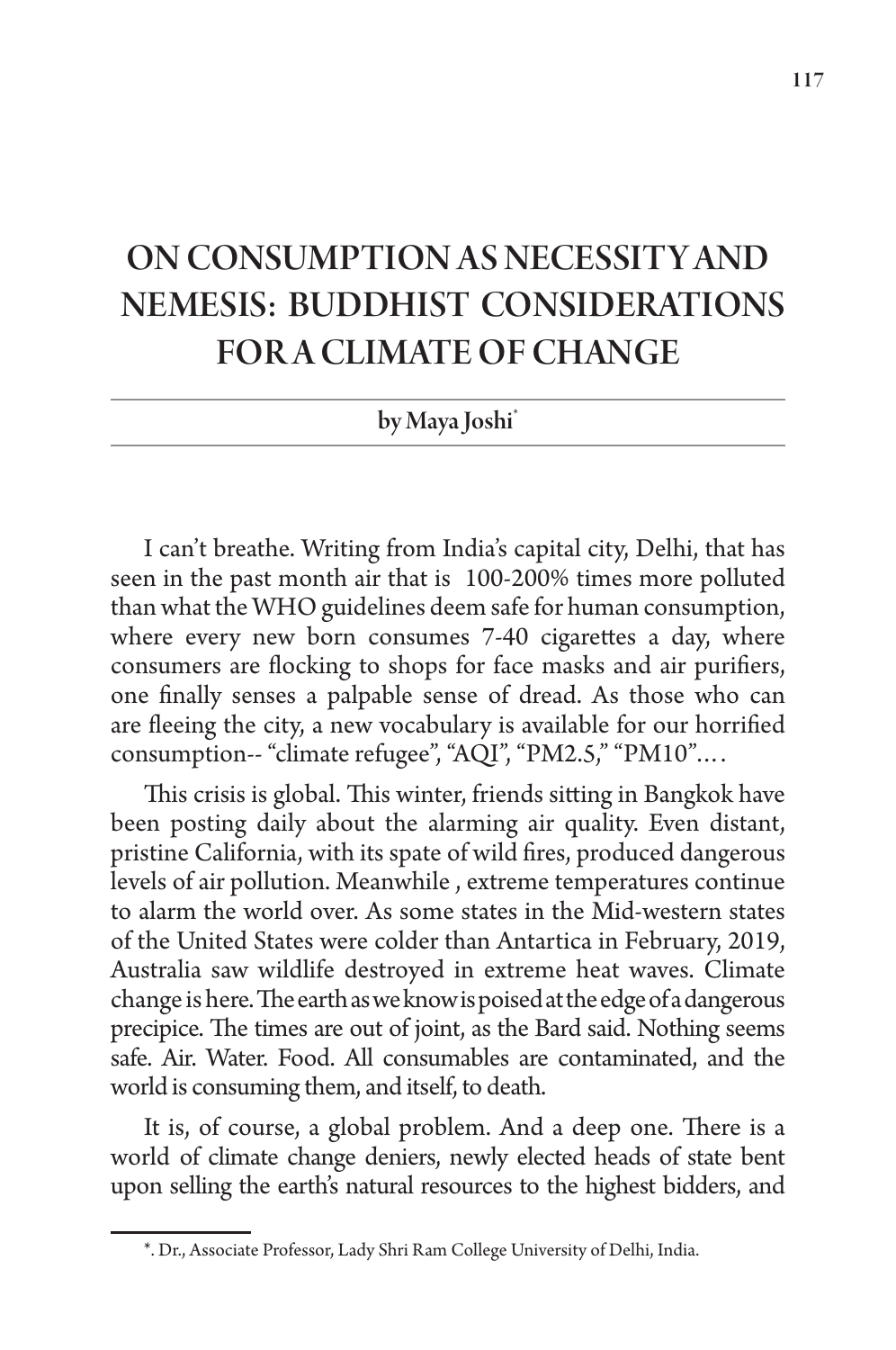# ON CONSUMPTION AS NECESSITY AND NEMESIS: BUDDHIST CONSIDERATIONS FOR A CLIMATE OF CHANGE

by Maya Joshi[*]

I can't breathe. Writing from India's capital city, Delhi, that has seen in the past month air that is 100-200% times more polluted than what the WHO guidelines deem safe for human consumption, where every new born consumes 7-40 cigarettes a day, where consumers are flocking to shops for face masks and air purifiers, one finally senses a palpable sense of dread. As those who can are fleeing the city, a new vocabulary is available for our horrified consumption-- "climate refugee", "AQI", "PM2.5," "PM10"....

This crisis is global. This winter, friends sitting in Bangkok have been posting daily about the alarming air quality. Even distant, pristine California, with its spate of wild fires, produced dangerous levels of air pollution. Meanwhile , extreme temperatures continue to alarm the world over. As some states in the Mid-western states of the United States were colder than Antartica in February, 2019, Australia saw wildlife destroyed in extreme heat waves. Climate change is here. The earth as we know is poised at the edge of a dangerous precipice. The times are out of joint, as the Bard said. Nothing seems safe. Air. Water. Food. All consumables are contaminated, and the world is consuming them, and itself, to death.

It is, of course, a global problem. And a deep one. There is a world of climate change deniers, newly elected heads of state bent upon selling the earth's natural resources to the highest bidders, and

---

[*]. Dr., Associate Professor, Lady Shri Ram College University of Delhi, India.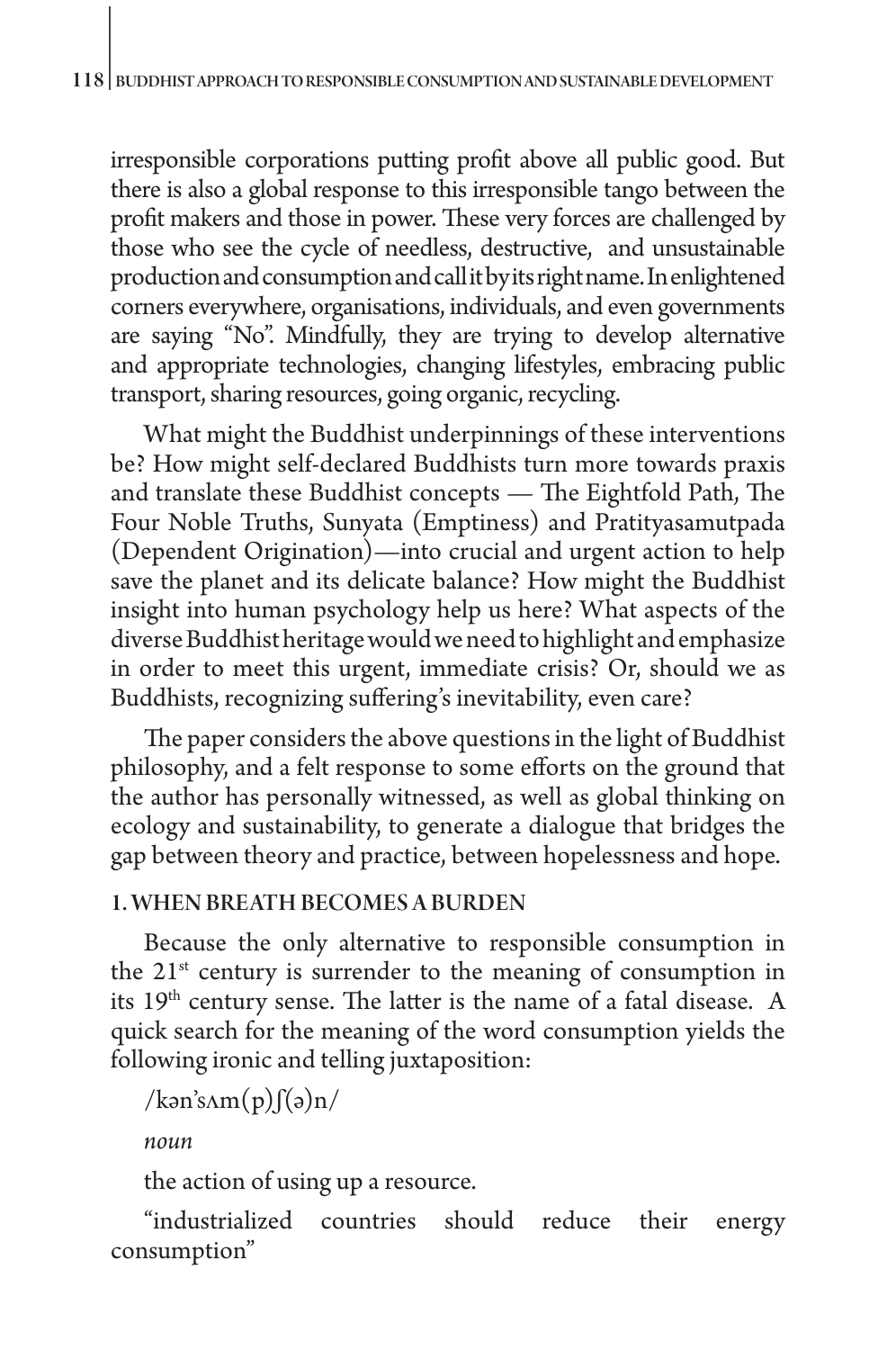irresponsible corporations putting profit above all public good. But there is also a global response to this irresponsible tango between the profit makers and those in power. These very forces are challenged by those who see the cycle of needless, destructive, and unsustainable production and consumption and call it by its right name. In enlightened corners everywhere, organisations, individuals, and even governments are saying "No". Mindfully, they are trying to develop alternative and appropriate technologies, changing lifestyles, embracing public transport, sharing resources, going organic, recycling.

What might the Buddhist underpinnings of these interventions be? How might self-declared Buddhists turn more towards praxis and translate these Buddhist concepts — The Eightfold Path, The Four Noble Truths, Sunyata (Emptiness) and Pratityasamutpada (Dependent Origination)—into crucial and urgent action to help save the planet and its delicate balance? How might the Buddhist insight into human psychology help us here? What aspects of the diverse Buddhist heritage would we need to highlight and emphasize in order to meet this urgent, immediate crisis? Or, should we as Buddhists, recognizing suffering's inevitability, even care?

The paper considers the above questions in the light of Buddhist philosophy, and a felt response to some efforts on the ground that the author has personally witnessed, as well as global thinking on ecology and sustainability, to generate a dialogue that bridges the gap between theory and practice, between hopelessness and hope.

## 1. WHEN BREATH BECOMES A BURDEN

Because the only alternative to responsible consumption in the 21st century is surrender to the meaning of consumption in its 19th century sense. The latter is the name of a fatal disease. A quick search for the meaning of the word consumption yields the following ironic and telling juxtaposition:

/kən'sʌm(p)ʃ(ə)n/

*noun*

the action of using up a resource.

"industrialized countries should reduce their energy consumption"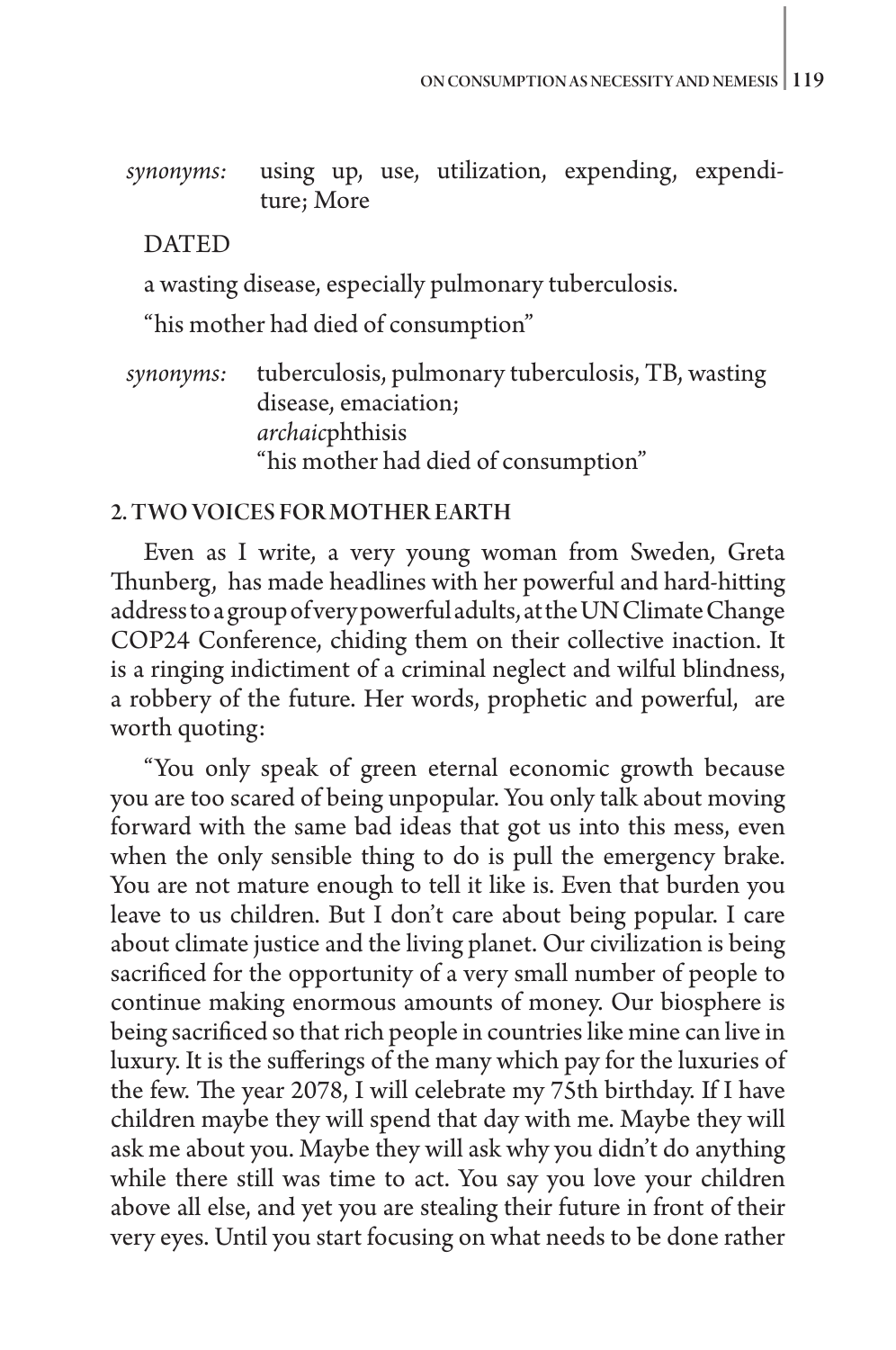*synonyms:* using up, use, utilization, expending, expenditure; More

DATED

a wasting disease, especially pulmonary tuberculosis.

"his mother had died of consumption"

*synonyms:* tuberculosis, pulmonary tuberculosis, TB, wasting disease, emaciation;
*archaic*phthisis
"his mother had died of consumption"

## 2. TWO VOICES FOR MOTHER EARTH

Even as I write, a very young woman from Sweden, Greta Thunberg, has made headlines with her powerful and hard-hitting address to a group of very powerful adults, at the UN Climate Change COP24 Conference, chiding them on their collective inaction. It is a ringing indictiment of a criminal neglect and wilful blindness, a robbery of the future. Her words, prophetic and powerful, are worth quoting:

"You only speak of green eternal economic growth because you are too scared of being unpopular. You only talk about moving forward with the same bad ideas that got us into this mess, even when the only sensible thing to do is pull the emergency brake. You are not mature enough to tell it like is. Even that burden you leave to us children. But I don't care about being popular. I care about climate justice and the living planet. Our civilization is being sacrificed for the opportunity of a very small number of people to continue making enormous amounts of money. Our biosphere is being sacrificed so that rich people in countries like mine can live in luxury. It is the sufferings of the many which pay for the luxuries of the few. The year 2078, I will celebrate my 75th birthday. If I have children maybe they will spend that day with me. Maybe they will ask me about you. Maybe they will ask why you didn't do anything while there still was time to act. You say you love your children above all else, and yet you are stealing their future in front of their very eyes. Until you start focusing on what needs to be done rather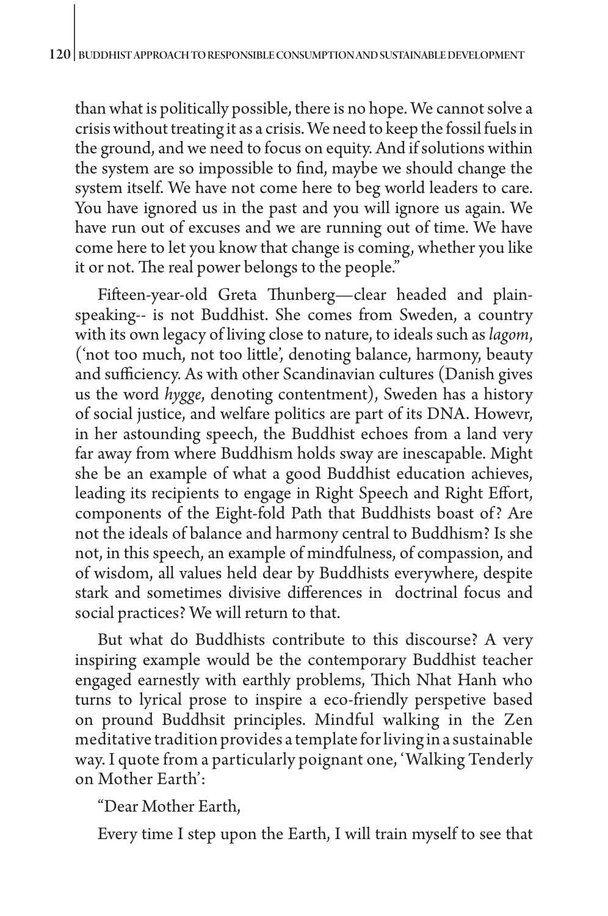than what is politically possible, there is no hope. We cannot solve a crisis without treating it as a crisis. We need to keep the fossil fuels in the ground, and we need to focus on equity. And if solutions within the system are so impossible to find, maybe we should change the system itself. We have not come here to beg world leaders to care. You have ignored us in the past and you will ignore us again. We have run out of excuses and we are running out of time. We have come here to let you know that change is coming, whether you like it or not. The real power belongs to the people."

Fifteen-year-old Greta Thunberg—clear headed and plain-speaking-- is not Buddhist. She comes from Sweden, a country with its own legacy of living close to nature, to ideals such as *lagom*, ('not too much, not too little', denoting balance, harmony, beauty and sufficiency. As with other Scandinavian cultures (Danish gives us the word *hygge*, denoting contentment), Sweden has a history of social justice, and welfare politics are part of its DNA. Howevr, in her astounding speech, the Buddhist echoes from a land very far away from where Buddhism holds sway are inescapable. Might she be an example of what a good Buddhist education achieves, leading its recipients to engage in Right Speech and Right Effort, components of the Eight-fold Path that Buddhists boast of? Are not the ideals of balance and harmony central to Buddhism? Is she not, in this speech, an example of mindfulness, of compassion, and of wisdom, all values held dear by Buddhists everywhere, despite stark and sometimes divisive differences in doctrinal focus and social practices? We will return to that.

But what do Buddhists contribute to this discourse? A very inspiring example would be the contemporary Buddhist teacher engaged earnestly with earthly problems, Thich Nhat Hanh who turns to lyrical prose to inspire a eco-friendly perspetive based on pround Buddhsit principles. Mindful walking in the Zen meditative tradition provides a template for living in a sustainable way. I quote from a particularly poignant one, 'Walking Tenderly on Mother Earth':

"Dear Mother Earth,

Every time I step upon the Earth, I will train myself to see that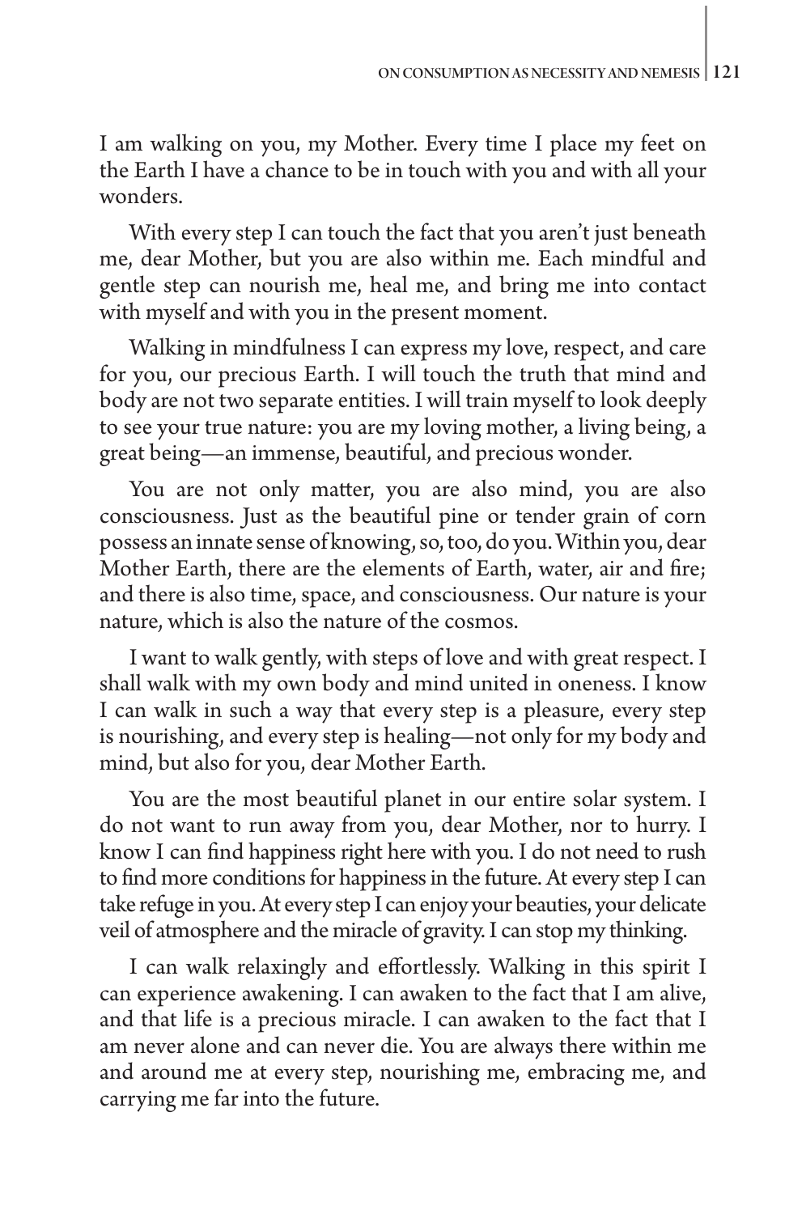I am walking on you, my Mother. Every time I place my feet on the Earth I have a chance to be in touch with you and with all your wonders.

With every step I can touch the fact that you aren't just beneath me, dear Mother, but you are also within me. Each mindful and gentle step can nourish me, heal me, and bring me into contact with myself and with you in the present moment.

Walking in mindfulness I can express my love, respect, and care for you, our precious Earth. I will touch the truth that mind and body are not two separate entities. I will train myself to look deeply to see your true nature: you are my loving mother, a living being, a great being—an immense, beautiful, and precious wonder.

You are not only matter, you are also mind, you are also consciousness. Just as the beautiful pine or tender grain of corn possess an innate sense of knowing, so, too, do you. Within you, dear Mother Earth, there are the elements of Earth, water, air and fire; and there is also time, space, and consciousness. Our nature is your nature, which is also the nature of the cosmos.

I want to walk gently, with steps of love and with great respect. I shall walk with my own body and mind united in oneness. I know I can walk in such a way that every step is a pleasure, every step is nourishing, and every step is healing—not only for my body and mind, but also for you, dear Mother Earth.

You are the most beautiful planet in our entire solar system. I do not want to run away from you, dear Mother, nor to hurry. I know I can find happiness right here with you. I do not need to rush to find more conditions for happiness in the future. At every step I can take refuge in you. At every step I can enjoy your beauties, your delicate veil of atmosphere and the miracle of gravity. I can stop my thinking.

I can walk relaxingly and effortlessly. Walking in this spirit I can experience awakening. I can awaken to the fact that I am alive, and that life is a precious miracle. I can awaken to the fact that I am never alone and can never die. You are always there within me and around me at every step, nourishing me, embracing me, and carrying me far into the future.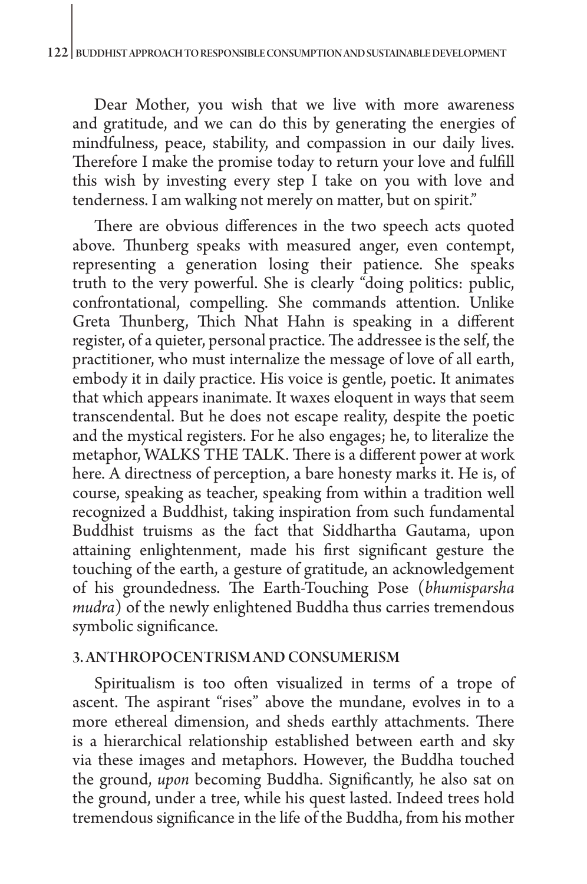Dear Mother, you wish that we live with more awareness and gratitude, and we can do this by generating the energies of mindfulness, peace, stability, and compassion in our daily lives. Therefore I make the promise today to return your love and fulfill this wish by investing every step I take on you with love and tenderness. I am walking not merely on matter, but on spirit."

There are obvious differences in the two speech acts quoted above. Thunberg speaks with measured anger, even contempt, representing a generation losing their patience. She speaks truth to the very powerful. She is clearly "doing politics: public, confrontational, compelling. She commands attention. Unlike Greta Thunberg, Thich Nhat Hahn is speaking in a different register, of a quieter, personal practice. The addressee is the self, the practitioner, who must internalize the message of love of all earth, embody it in daily practice. His voice is gentle, poetic. It animates that which appears inanimate. It waxes eloquent in ways that seem transcendental. But he does not escape reality, despite the poetic and the mystical registers. For he also engages; he, to literalize the metaphor, WALKS THE TALK. There is a different power at work here. A directness of perception, a bare honesty marks it. He is, of course, speaking as teacher, speaking from within a tradition well recognized a Buddhist, taking inspiration from such fundamental Buddhist truisms as the fact that Siddhartha Gautama, upon attaining enlightenment, made his first significant gesture the touching of the earth, a gesture of gratitude, an acknowledgement of his groundedness. The Earth-Touching Pose (*bhumisparsha mudra*) of the newly enlightened Buddha thus carries tremendous symbolic significance.

## 3. ANTHROPOCENTRISM AND CONSUMERISM

Spiritualism is too often visualized in terms of a trope of ascent. The aspirant "rises" above the mundane, evolves in to a more ethereal dimension, and sheds earthly attachments. There is a hierarchical relationship established between earth and sky via these images and metaphors. However, the Buddha touched the ground, *upon* becoming Buddha. Significantly, he also sat on the ground, under a tree, while his quest lasted. Indeed trees hold tremendous significance in the life of the Buddha, from his mother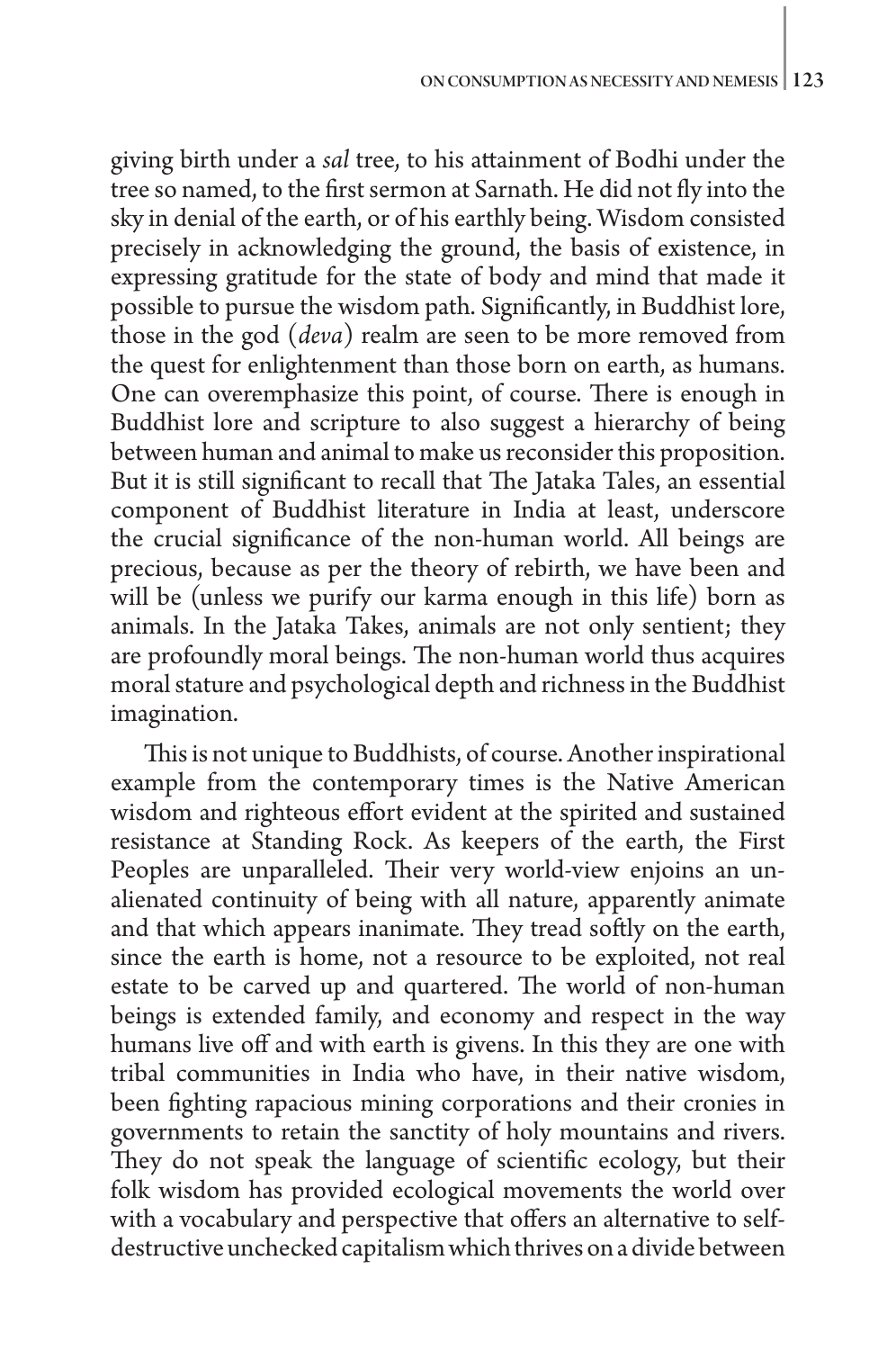giving birth under a *sal* tree, to his attainment of Bodhi under the tree so named, to the first sermon at Sarnath. He did not fly into the sky in denial of the earth, or of his earthly being. Wisdom consisted precisely in acknowledging the ground, the basis of existence, in expressing gratitude for the state of body and mind that made it possible to pursue the wisdom path. Significantly, in Buddhist lore, those in the god (*deva*) realm are seen to be more removed from the quest for enlightenment than those born on earth, as humans. One can overemphasize this point, of course. There is enough in Buddhist lore and scripture to also suggest a hierarchy of being between human and animal to make us reconsider this proposition. But it is still significant to recall that The Jataka Tales, an essential component of Buddhist literature in India at least, underscore the crucial significance of the non-human world. All beings are precious, because as per the theory of rebirth, we have been and will be (unless we purify our karma enough in this life) born as animals. In the Jataka Takes, animals are not only sentient; they are profoundly moral beings. The non-human world thus acquires moral stature and psychological depth and richness in the Buddhist imagination.

This is not unique to Buddhists, of course. Another inspirational example from the contemporary times is the Native American wisdom and righteous effort evident at the spirited and sustained resistance at Standing Rock. As keepers of the earth, the First Peoples are unparalleled. Their very world-view enjoins an un-alienated continuity of being with all nature, apparently animate and that which appears inanimate. They tread softly on the earth, since the earth is home, not a resource to be exploited, not real estate to be carved up and quartered. The world of non-human beings is extended family, and economy and respect in the way humans live off and with earth is givens. In this they are one with tribal communities in India who have, in their native wisdom, been fighting rapacious mining corporations and their cronies in governments to retain the sanctity of holy mountains and rivers. They do not speak the language of scientific ecology, but their folk wisdom has provided ecological movements the world over with a vocabulary and perspective that offers an alternative to self-destructive unchecked capitalism which thrives on a divide between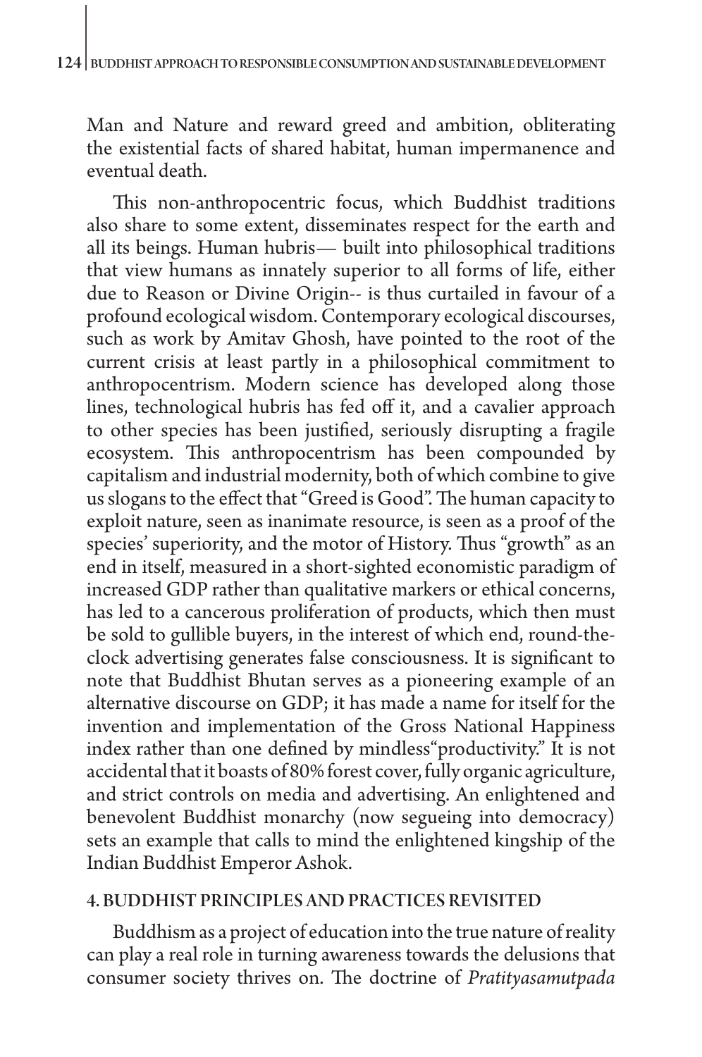Man and Nature and reward greed and ambition, obliterating the existential facts of shared habitat, human impermanence and eventual death.

This non-anthropocentric focus, which Buddhist traditions also share to some extent, disseminates respect for the earth and all its beings. Human hubris— built into philosophical traditions that view humans as innately superior to all forms of life, either due to Reason or Divine Origin-- is thus curtailed in favour of a profound ecological wisdom. Contemporary ecological discourses, such as work by Amitav Ghosh, have pointed to the root of the current crisis at least partly in a philosophical commitment to anthropocentrism. Modern science has developed along those lines, technological hubris has fed off it, and a cavalier approach to other species has been justified, seriously disrupting a fragile ecosystem. This anthropocentrism has been compounded by capitalism and industrial modernity, both of which combine to give us slogans to the effect that "Greed is Good". The human capacity to exploit nature, seen as inanimate resource, is seen as a proof of the species' superiority, and the motor of History. Thus "growth" as an end in itself, measured in a short-sighted economistic paradigm of increased GDP rather than qualitative markers or ethical concerns, has led to a cancerous proliferation of products, which then must be sold to gullible buyers, in the interest of which end, round-the-clock advertising generates false consciousness. It is significant to note that Buddhist Bhutan serves as a pioneering example of an alternative discourse on GDP; it has made a name for itself for the invention and implementation of the Gross National Happiness index rather than one defined by mindless"productivity." It is not accidental that it boasts of 80% forest cover, fully organic agriculture, and strict controls on media and advertising. An enlightened and benevolent Buddhist monarchy (now segueing into democracy) sets an example that calls to mind the enlightened kingship of the Indian Buddhist Emperor Ashok.

## 4. BUDDHIST PRINCIPLES AND PRACTICES REVISITED

Buddhism as a project of education into the true nature of reality can play a real role in turning awareness towards the delusions that consumer society thrives on. The doctrine of *Pratityasamutpada*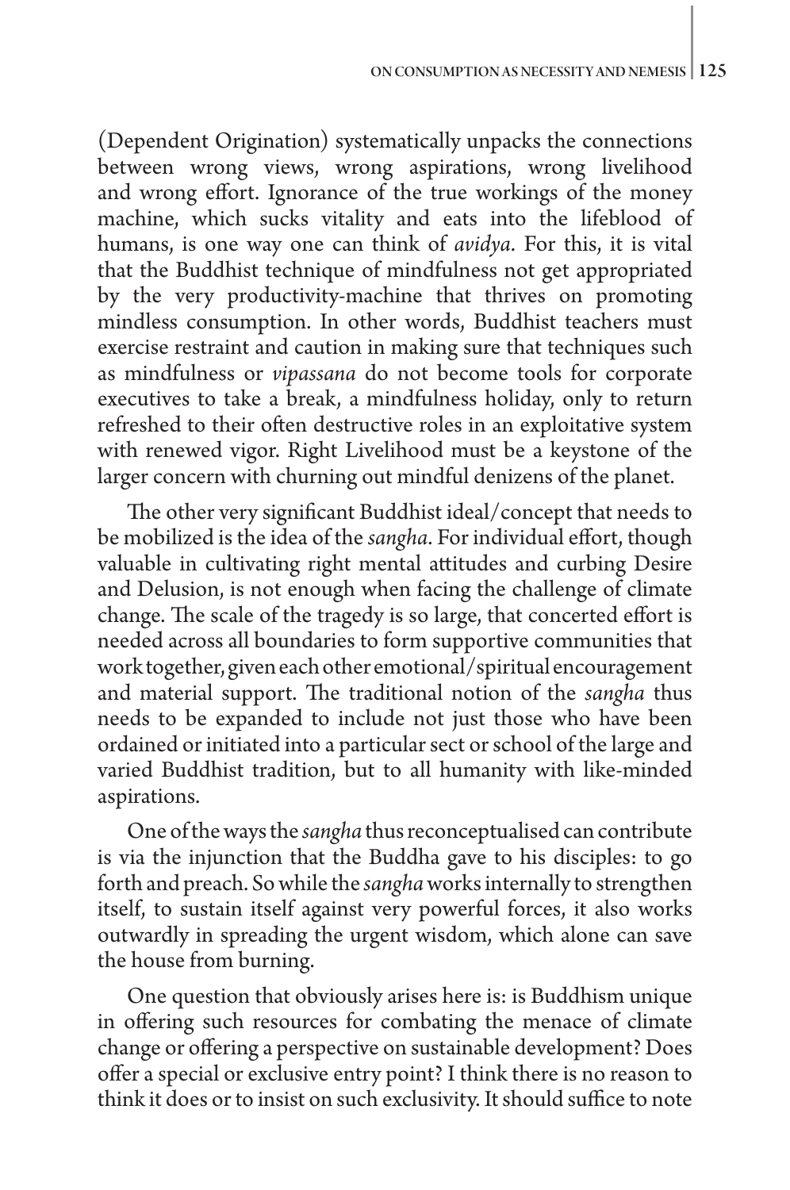(Dependent Origination) systematically unpacks the connections between wrong views, wrong aspirations, wrong livelihood and wrong effort. Ignorance of the true workings of the money machine, which sucks vitality and eats into the lifeblood of humans, is one way one can think of *avidya*. For this, it is vital that the Buddhist technique of mindfulness not get appropriated by the very productivity-machine that thrives on promoting mindless consumption. In other words, Buddhist teachers must exercise restraint and caution in making sure that techniques such as mindfulness or *vipassana* do not become tools for corporate executives to take a break, a mindfulness holiday, only to return refreshed to their often destructive roles in an exploitative system with renewed vigor. Right Livelihood must be a keystone of the larger concern with churning out mindful denizens of the planet.

The other very significant Buddhist ideal/concept that needs to be mobilized is the idea of the *sangha*. For individual effort, though valuable in cultivating right mental attitudes and curbing Desire and Delusion, is not enough when facing the challenge of climate change. The scale of the tragedy is so large, that concerted effort is needed across all boundaries to form supportive communities that work together, given each other emotional/spiritual encouragement and material support. The traditional notion of the *sangha* thus needs to be expanded to include not just those who have been ordained or initiated into a particular sect or school of the large and varied Buddhist tradition, but to all humanity with like-minded aspirations.

One of the ways the *sangha* thus reconceptualised can contribute is via the injunction that the Buddha gave to his disciples: to go forth and preach. So while the *sangha* works internally to strengthen itself, to sustain itself against very powerful forces, it also works outwardly in spreading the urgent wisdom, which alone can save the house from burning.

One question that obviously arises here is: is Buddhism unique in offering such resources for combating the menace of climate change or offering a perspective on sustainable development? Does offer a special or exclusive entry point? I think there is no reason to think it does or to insist on such exclusivity. It should suffice to note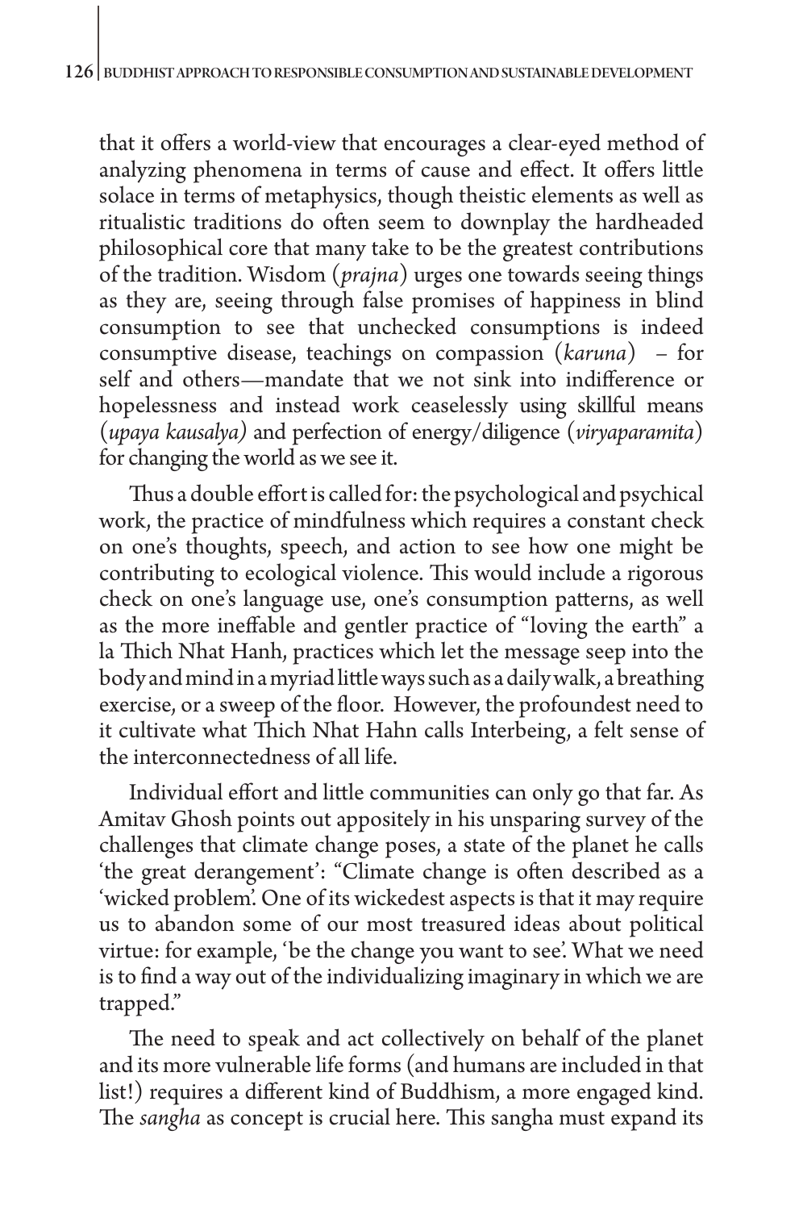that it offers a world-view that encourages a clear-eyed method of analyzing phenomena in terms of cause and effect. It offers little solace in terms of metaphysics, though theistic elements as well as ritualistic traditions do often seem to downplay the hardheaded philosophical core that many take to be the greatest contributions of the tradition. Wisdom (*prajna*) urges one towards seeing things as they are, seeing through false promises of happiness in blind consumption to see that unchecked consumptions is indeed consumptive disease, teachings on compassion (*karuna*) – for self and others—mandate that we not sink into indifference or hopelessness and instead work ceaselessly using skillful means (*upaya kausalya)* and perfection of energy/diligence (*viryaparamita*) for changing the world as we see it.

Thus a double effort is called for: the psychological and psychical work, the practice of mindfulness which requires a constant check on one's thoughts, speech, and action to see how one might be contributing to ecological violence. This would include a rigorous check on one's language use, one's consumption patterns, as well as the more ineffable and gentler practice of "loving the earth" a la Thich Nhat Hanh, practices which let the message seep into the body and mind in a myriad little ways such as a daily walk, a breathing exercise, or a sweep of the floor. However, the profoundest need to it cultivate what Thich Nhat Hahn calls Interbeing, a felt sense of the interconnectedness of all life.

Individual effort and little communities can only go that far. As Amitav Ghosh points out appositely in his unsparing survey of the challenges that climate change poses, a state of the planet he calls 'the great derangement': "Climate change is often described as a 'wicked problem'. One of its wickedest aspects is that it may require us to abandon some of our most treasured ideas about political virtue: for example, 'be the change you want to see'. What we need is to find a way out of the individualizing imaginary in which we are trapped."

The need to speak and act collectively on behalf of the planet and its more vulnerable life forms (and humans are included in that list!) requires a different kind of Buddhism, a more engaged kind. The *sangha* as concept is crucial here. This sangha must expand its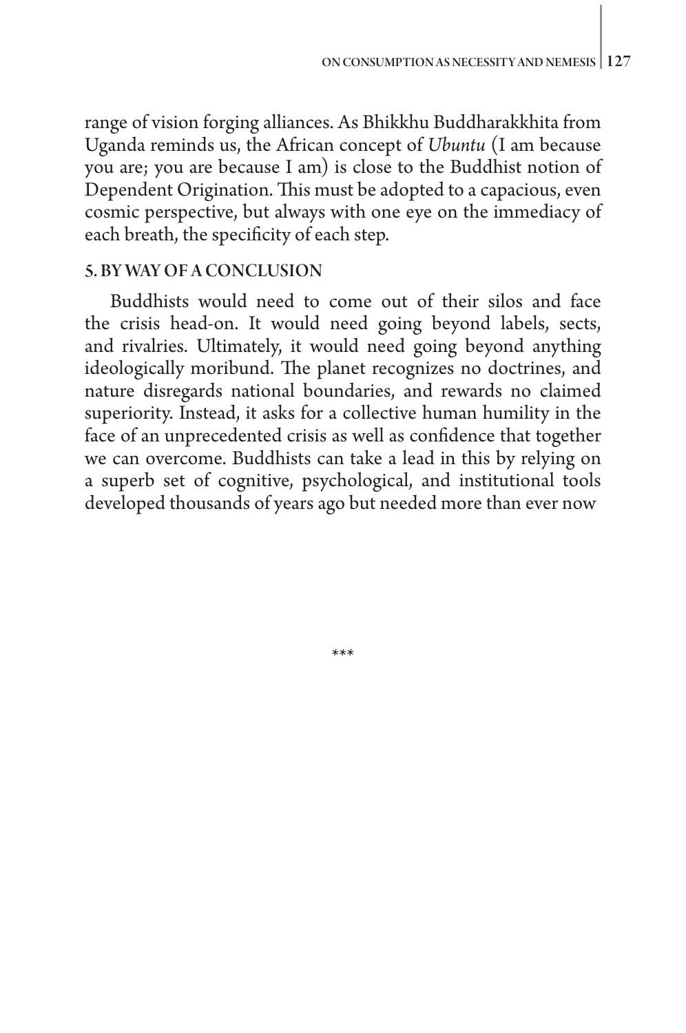range of vision forging alliances. As Bhikkhu Buddharakkhita from Uganda reminds us, the African concept of *Ubuntu* (I am because you are; you are because I am) is close to the Buddhist notion of Dependent Origination. This must be adopted to a capacious, even cosmic perspective, but always with one eye on the immediacy of each breath, the specificity of each step.

## 5. BY WAY OF A CONCLUSION

Buddhists would need to come out of their silos and face the crisis head-on. It would need going beyond labels, sects, and rivalries. Ultimately, it would need going beyond anything ideologically moribund. The planet recognizes no doctrines, and nature disregards national boundaries, and rewards no claimed superiority. Instead, it asks for a collective human humility in the face of an unprecedented crisis as well as confidence that together we can overcome. Buddhists can take a lead in this by relying on a superb set of cognitive, psychological, and institutional tools developed thousands of years ago but needed more than ever now

\*\*\*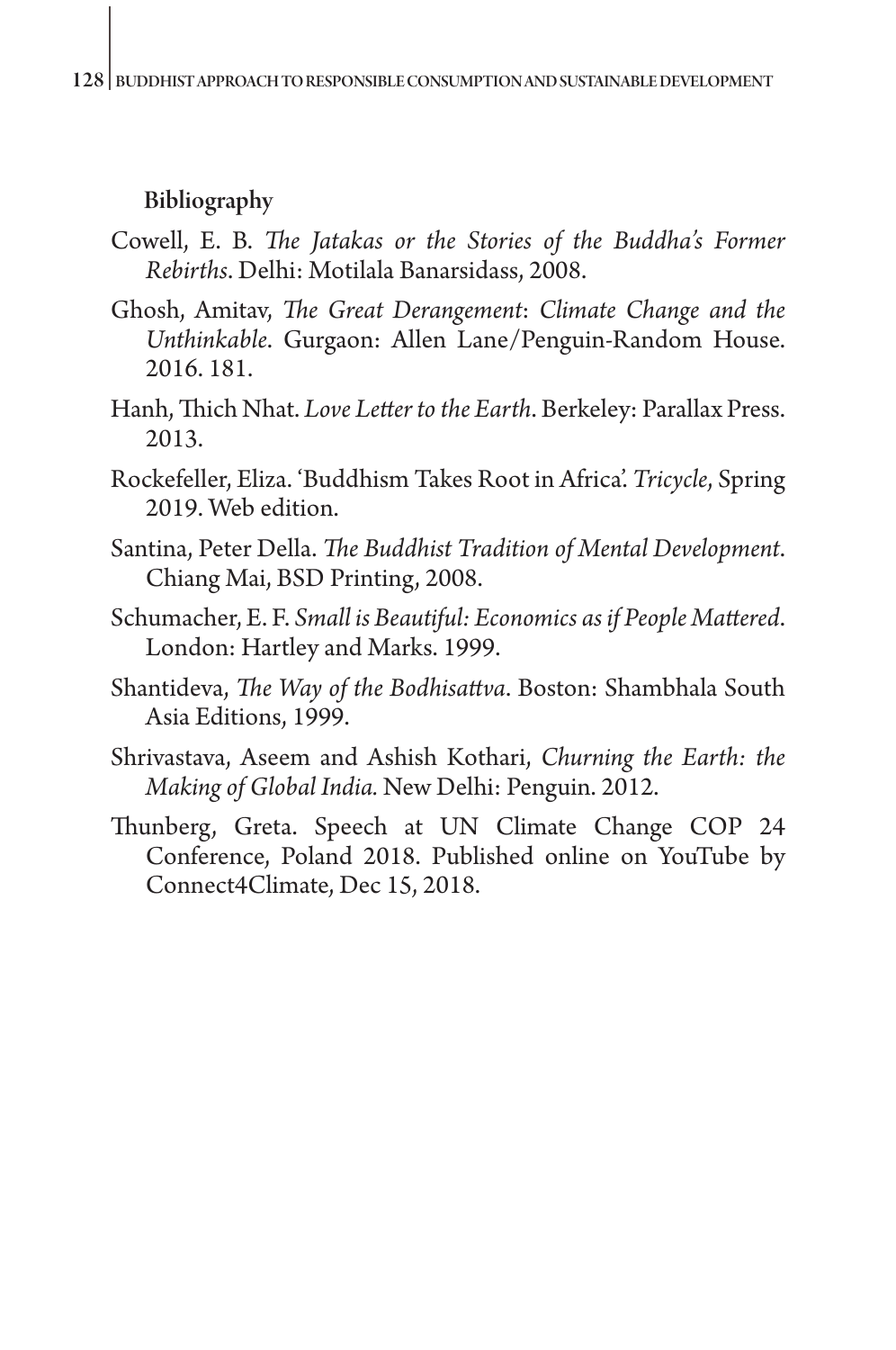### Bibliography

Cowell, E. B. *The Jatakas or the Stories of the Buddha's Former Rebirths*. Delhi: Motilala Banarsidass, 2008.

Ghosh, Amitav, *The Great Derangement*: *Climate Change and the Unthinkable*. Gurgaon: Allen Lane/Penguin-Random House. 2016. 181.

Hanh, Thich Nhat. *Love Letter to the Earth*. Berkeley: Parallax Press. 2013.

Rockefeller, Eliza. 'Buddhism Takes Root in Africa'. *Tricycle*, Spring 2019. Web edition.

Santina, Peter Della. *The Buddhist Tradition of Mental Development*. Chiang Mai, BSD Printing, 2008.

Schumacher, E. F. *Small is Beautiful: Economics as if People Mattered*. London: Hartley and Marks. 1999.

Shantideva, *The Way of the Bodhisattva*. Boston: Shambhala South Asia Editions, 1999.

Shrivastava, Aseem and Ashish Kothari, *Churning the Earth: the Making of Global India.* New Delhi: Penguin. 2012.

Thunberg, Greta. Speech at UN Climate Change COP 24 Conference, Poland 2018. Published online on YouTube by Connect4Climate, Dec 15, 2018.